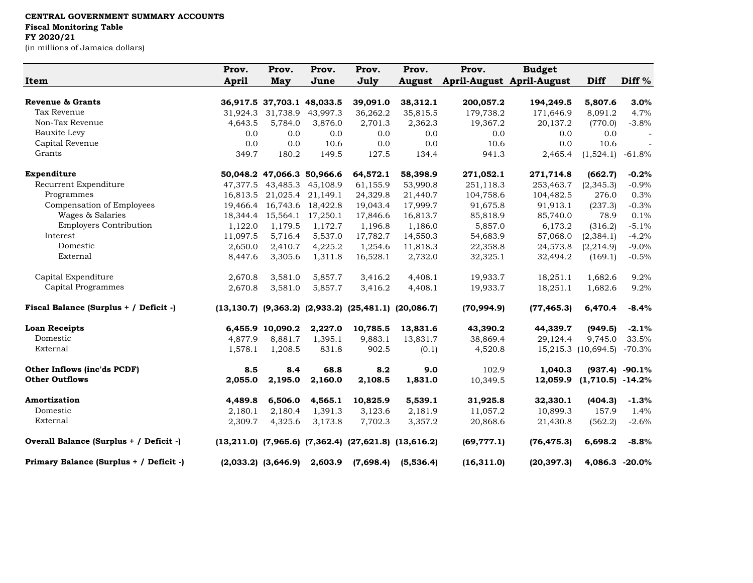**CENTRAL GOVERNMENT SUMMARY ACCOUNTS**
**Fiscal Monitoring Table**
**FY 2020/21**
(in millions of Jamaica dollars)

| Item | Prov. April | Prov. May | Prov. June | Prov. July | Prov. August | Prov. April-August | Budget April-August | Diff | Diff % |
|---|---|---|---|---|---|---|---|---|---|
| **Revenue & Grants** | **36,917.5** | **37,703.1** | **48,033.5** | **39,091.0** | **38,312.1** | **200,057.2** | **194,249.5** | **5,807.6** | **3.0%** |
| Tax Revenue | 31,924.3 | 31,738.9 | 43,997.3 | 36,262.2 | 35,815.5 | 179,738.2 | 171,646.9 | 8,091.2 | 4.7% |
| Non-Tax Revenue | 4,643.5 | 5,784.0 | 3,876.0 | 2,701.3 | 2,362.3 | 19,367.2 | 20,137.2 | (770.0) | -3.8% |
| Bauxite Levy | 0.0 | 0.0 | 0.0 | 0.0 | 0.0 | 0.0 | 0.0 | 0.0 | - |
| Capital Revenue | 0.0 | 0.0 | 10.6 | 0.0 | 0.0 | 10.6 | 0.0 | 10.6 | - |
| Grants | 349.7 | 180.2 | 149.5 | 127.5 | 134.4 | 941.3 | 2,465.4 | (1,524.1) | -61.8% |
| **Expenditure** | **50,048.2** | **47,066.3** | **50,966.6** | **64,572.1** | **58,398.9** | **271,052.1** | **271,714.8** | **(662.7)** | **-0.2%** |
| Recurrent Expenditure | 47,377.5 | 43,485.3 | 45,108.9 | 61,155.9 | 53,990.8 | 251,118.3 | 253,463.7 | (2,345.3) | -0.9% |
| Programmes | 16,813.5 | 21,025.4 | 21,149.1 | 24,329.8 | 21,440.7 | 104,758.6 | 104,482.5 | 276.0 | 0.3% |
| Compensation of Employees | 19,466.4 | 16,743.6 | 18,422.8 | 19,043.4 | 17,999.7 | 91,675.8 | 91,913.1 | (237.3) | -0.3% |
| Wages & Salaries | 18,344.4 | 15,564.1 | 17,250.1 | 17,846.6 | 16,813.7 | 85,818.9 | 85,740.0 | 78.9 | 0.1% |
| Employers Contribution | 1,122.0 | 1,179.5 | 1,172.7 | 1,196.8 | 1,186.0 | 5,857.0 | 6,173.2 | (316.2) | -5.1% |
| Interest | 11,097.5 | 5,716.4 | 5,537.0 | 17,782.7 | 14,550.3 | 54,683.9 | 57,068.0 | (2,384.1) | -4.2% |
| Domestic | 2,650.0 | 2,410.7 | 4,225.2 | 1,254.6 | 11,818.3 | 22,358.8 | 24,573.8 | (2,214.9) | -9.0% |
| External | 8,447.6 | 3,305.6 | 1,311.8 | 16,528.1 | 2,732.0 | 32,325.1 | 32,494.2 | (169.1) | -0.5% |
| Capital Expenditure | 2,670.8 | 3,581.0 | 5,857.7 | 3,416.2 | 4,408.1 | 19,933.7 | 18,251.1 | 1,682.6 | 9.2% |
| Capital Programmes | 2,670.8 | 3,581.0 | 5,857.7 | 3,416.2 | 4,408.1 | 19,933.7 | 18,251.1 | 1,682.6 | 9.2% |
| **Fiscal Balance (Surplus + / Deficit -)** | **(13,130.7)** | **(9,363.2)** | **(2,933.2)** | **(25,481.1)** | **(20,086.7)** | **(70,994.9)** | **(77,465.3)** | **6,470.4** | **-8.4%** |
| **Loan Receipts** | **6,455.9** | **10,090.2** | **2,227.0** | **10,785.5** | **13,831.6** | **43,390.2** | **44,339.7** | **(949.5)** | **-2.1%** |
| Domestic | 4,877.9 | 8,881.7 | 1,395.1 | 9,883.1 | 13,831.7 | 38,869.4 | 29,124.4 | 9,745.0 | 33.5% |
| External | 1,578.1 | 1,208.5 | 831.8 | 902.5 | (0.1) | 4,520.8 | 15,215.3 | (10,694.5) | -70.3% |
| **Other Inflows (inc'ds PCDF)** | **8.5** | **8.4** | **68.8** | **8.2** | **9.0** | 102.9 | **1,040.3** | **(937.4)** | **-90.1%** |
| **Other Outflows** | **2,055.0** | **2,195.0** | **2,160.0** | **2,108.5** | **1,831.0** | 10,349.5 | **12,059.9** | **(1,710.5)** | **-14.2%** |
| **Amortization** | **4,489.8** | **6,506.0** | **4,565.1** | **10,825.9** | **5,539.1** | **31,925.8** | **32,330.1** | **(404.3)** | **-1.3%** |
| Domestic | 2,180.1 | 2,180.4 | 1,391.3 | 3,123.6 | 2,181.9 | 11,057.2 | 10,899.3 | 157.9 | 1.4% |
| External | 2,309.7 | 4,325.6 | 3,173.8 | 7,702.3 | 3,357.2 | 20,868.6 | 21,430.8 | (562.2) | -2.6% |
| **Overall Balance (Surplus + / Deficit -)** | **(13,211.0)** | **(7,965.6)** | **(7,362.4)** | **(27,621.8)** | **(13,616.2)** | **(69,777.1)** | **(76,475.3)** | **6,698.2** | **-8.8%** |
| **Primary Balance (Surplus + / Deficit -)** | **(2,033.2)** | **(3,646.9)** | **2,603.9** | **(7,698.4)** | **(5,536.4)** | **(16,311.0)** | **(20,397.3)** | **4,086.3** | **-20.0%** |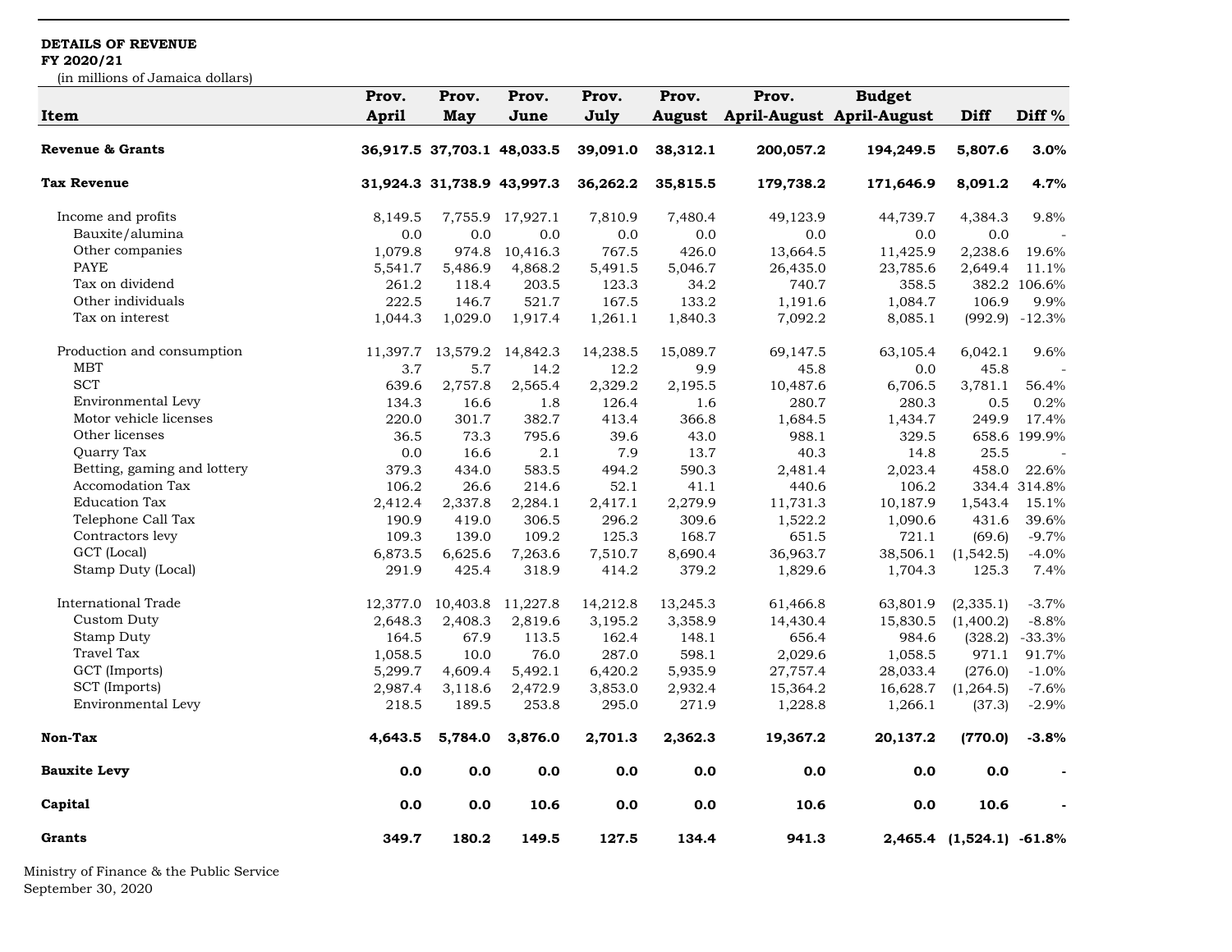**DETAILS OF REVENUE**
**FY 2020/21**
(in millions of Jamaica dollars)

| Item | Prov. April | Prov. May | Prov. June | Prov. July | Prov. August | Prov. April-August | Budget April-August | Diff | Diff % |
|---|---|---|---|---|---|---|---|---|---|
| **Revenue & Grants** | **36,917.5** | **37,703.1** | **48,033.5** | **39,091.0** | **38,312.1** | **200,057.2** | **194,249.5** | **5,807.6** | **3.0%** |
| **Tax Revenue** | **31,924.3** | **31,738.9** | **43,997.3** | **36,262.2** | **35,815.5** | **179,738.2** | **171,646.9** | **8,091.2** | **4.7%** |
| Income and profits | 8,149.5 | 7,755.9 | 17,927.1 | 7,810.9 | 7,480.4 | 49,123.9 | 44,739.7 | 4,384.3 | 9.8% |
| Bauxite/alumina | 0.0 | 0.0 | 0.0 | 0.0 | 0.0 | 0.0 | 0.0 | 0.0 | - |
| Other companies | 1,079.8 | 974.8 | 10,416.3 | 767.5 | 426.0 | 13,664.5 | 11,425.9 | 2,238.6 | 19.6% |
| PAYE | 5,541.7 | 5,486.9 | 4,868.2 | 5,491.5 | 5,046.7 | 26,435.0 | 23,785.6 | 2,649.4 | 11.1% |
| Tax on dividend | 261.2 | 118.4 | 203.5 | 123.3 | 34.2 | 740.7 | 358.5 | 382.2 | 106.6% |
| Other individuals | 222.5 | 146.7 | 521.7 | 167.5 | 133.2 | 1,191.6 | 1,084.7 | 106.9 | 9.9% |
| Tax on interest | 1,044.3 | 1,029.0 | 1,917.4 | 1,261.1 | 1,840.3 | 7,092.2 | 8,085.1 | (992.9) | -12.3% |
| Production and consumption | 11,397.7 | 13,579.2 | 14,842.3 | 14,238.5 | 15,089.7 | 69,147.5 | 63,105.4 | 6,042.1 | 9.6% |
| MBT | 3.7 | 5.7 | 14.2 | 12.2 | 9.9 | 45.8 | 0.0 | 45.8 | - |
| SCT | 639.6 | 2,757.8 | 2,565.4 | 2,329.2 | 2,195.5 | 10,487.6 | 6,706.5 | 3,781.1 | 56.4% |
| Environmental Levy | 134.3 | 16.6 | 1.8 | 126.4 | 1.6 | 280.7 | 280.3 | 0.5 | 0.2% |
| Motor vehicle licenses | 220.0 | 301.7 | 382.7 | 413.4 | 366.8 | 1,684.5 | 1,434.7 | 249.9 | 17.4% |
| Other licenses | 36.5 | 73.3 | 795.6 | 39.6 | 43.0 | 988.1 | 329.5 | 658.6 | 199.9% |
| Quarry Tax | 0.0 | 16.6 | 2.1 | 7.9 | 13.7 | 40.3 | 14.8 | 25.5 | - |
| Betting, gaming and lottery | 379.3 | 434.0 | 583.5 | 494.2 | 590.3 | 2,481.4 | 2,023.4 | 458.0 | 22.6% |
| Accomodation Tax | 106.2 | 26.6 | 214.6 | 52.1 | 41.1 | 440.6 | 106.2 | 334.4 | 314.8% |
| Education Tax | 2,412.4 | 2,337.8 | 2,284.1 | 2,417.1 | 2,279.9 | 11,731.3 | 10,187.9 | 1,543.4 | 15.1% |
| Telephone Call Tax | 190.9 | 419.0 | 306.5 | 296.2 | 309.6 | 1,522.2 | 1,090.6 | 431.6 | 39.6% |
| Contractors levy | 109.3 | 139.0 | 109.2 | 125.3 | 168.7 | 651.5 | 721.1 | (69.6) | -9.7% |
| GCT (Local) | 6,873.5 | 6,625.6 | 7,263.6 | 7,510.7 | 8,690.4 | 36,963.7 | 38,506.1 | (1,542.5) | -4.0% |
| Stamp Duty (Local) | 291.9 | 425.4 | 318.9 | 414.2 | 379.2 | 1,829.6 | 1,704.3 | 125.3 | 7.4% |
| International Trade | 12,377.0 | 10,403.8 | 11,227.8 | 14,212.8 | 13,245.3 | 61,466.8 | 63,801.9 | (2,335.1) | -3.7% |
| Custom Duty | 2,648.3 | 2,408.3 | 2,819.6 | 3,195.2 | 3,358.9 | 14,430.4 | 15,830.5 | (1,400.2) | -8.8% |
| Stamp Duty | 164.5 | 67.9 | 113.5 | 162.4 | 148.1 | 656.4 | 984.6 | (328.2) | -33.3% |
| Travel Tax | 1,058.5 | 10.0 | 76.0 | 287.0 | 598.1 | 2,029.6 | 1,058.5 | 971.1 | 91.7% |
| GCT (Imports) | 5,299.7 | 4,609.4 | 5,492.1 | 6,420.2 | 5,935.9 | 27,757.4 | 28,033.4 | (276.0) | -1.0% |
| SCT (Imports) | 2,987.4 | 3,118.6 | 2,472.9 | 3,853.0 | 2,932.4 | 15,364.2 | 16,628.7 | (1,264.5) | -7.6% |
| Environmental Levy | 218.5 | 189.5 | 253.8 | 295.0 | 271.9 | 1,228.8 | 1,266.1 | (37.3) | -2.9% |
| **Non-Tax** | **4,643.5** | **5,784.0** | **3,876.0** | **2,701.3** | **2,362.3** | **19,367.2** | **20,137.2** | **(770.0)** | **-3.8%** |
| **Bauxite Levy** | **0.0** | **0.0** | **0.0** | **0.0** | **0.0** | **0.0** | **0.0** | **0.0** | **-** |
| **Capital** | **0.0** | **0.0** | **10.6** | **0.0** | **0.0** | **10.6** | **0.0** | **10.6** | **-** |
| **Grants** | **349.7** | **180.2** | **149.5** | **127.5** | **134.4** | **941.3** | **2,465.4** | **(1,524.1)** | **-61.8%** |

Ministry of Finance & the Public Service
September 30, 2020